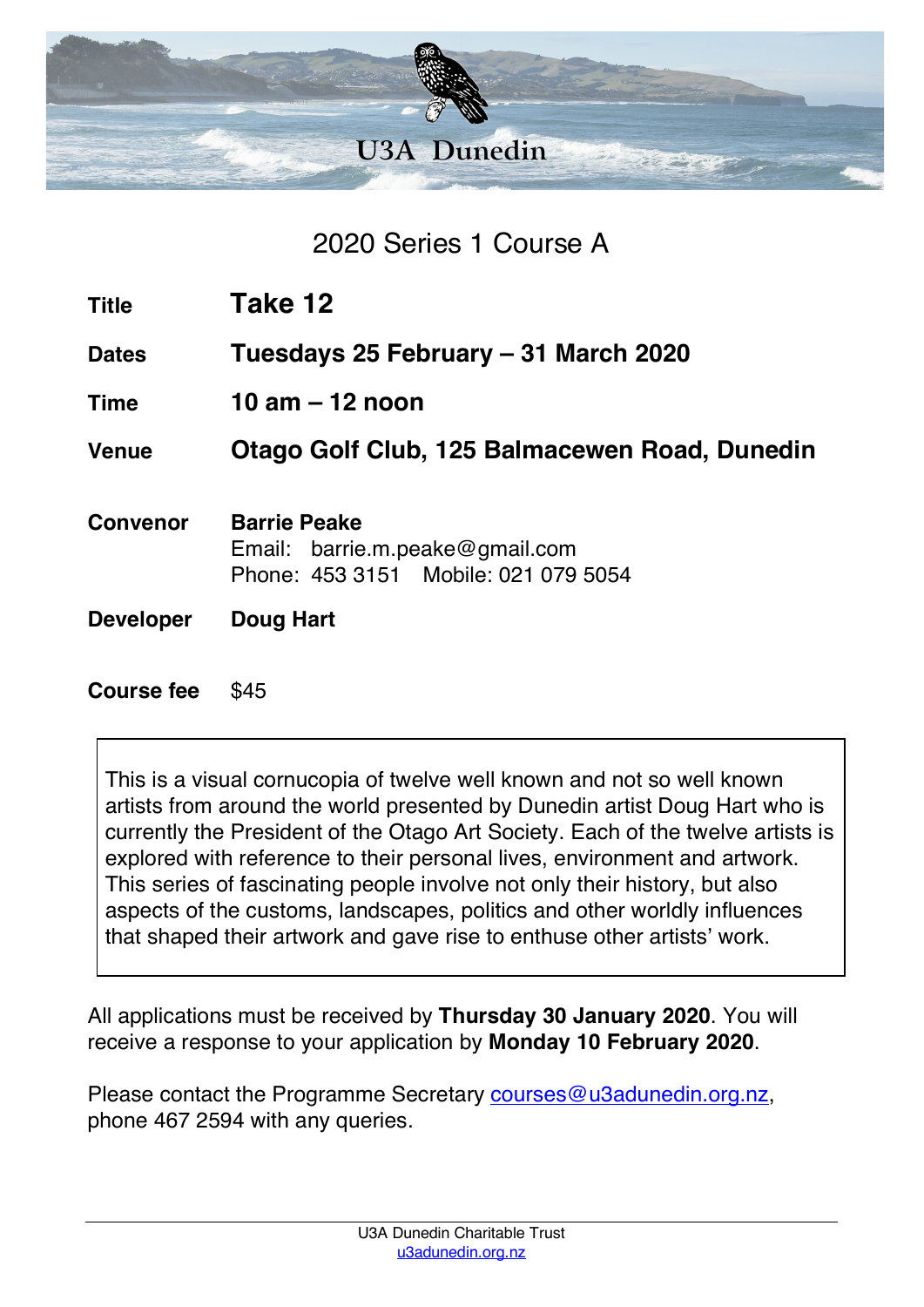U3A Dunedin

## 2020 Series 1 Course A

| | |
|---|---|
| **Title** | **Take 12** |
| **Dates** | **Tuesdays 25 February – 31 March 2020** |
| **Time** | **10 am – 12 noon** |
| **Venue** | **Otago Golf Club, 125 Balmacewen Road, Dunedin** |
| **Convenor** | **Barrie Peake**<br>Email: barrie.m.peake@gmail.com<br>Phone: 453 3151 Mobile: 021 079 5054 |
| **Developer** | **Doug Hart** |
| **Course fee** | $45 |

This is a visual cornucopia of twelve well known and not so well known artists from around the world presented by Dunedin artist Doug Hart who is currently the President of the Otago Art Society. Each of the twelve artists is explored with reference to their personal lives, environment and artwork. This series of fascinating people involve not only their history, but also aspects of the customs, landscapes, politics and other worldly influences that shaped their artwork and gave rise to enthuse other artists' work.

All applications must be received by **Thursday 30 January 2020**. You will receive a response to your application by **Monday 10 February 2020**.

Please contact the Programme Secretary [courses@u3adunedin.org.nz](mailto:courses@u3adunedin.org.nz), phone 467 2594 with any queries.

U3A Dunedin Charitable Trust
[u3adunedin.org.nz](http://u3adunedin.org.nz)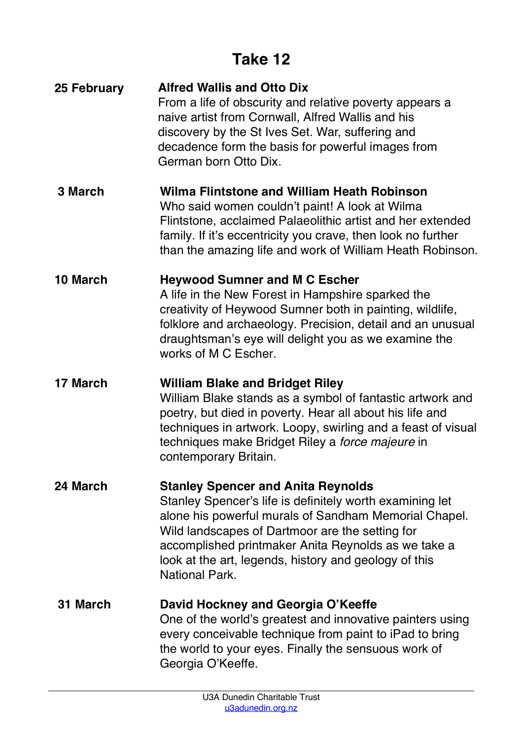# Take 12

**25 February** — **Alfred Wallis and Otto Dix**
From a life of obscurity and relative poverty appears a naive artist from Cornwall, Alfred Wallis and his discovery by the St Ives Set. War, suffering and decadence form the basis for powerful images from German born Otto Dix.

**3 March** — **Wilma Flintstone and William Heath Robinson**
Who said women couldn't paint! A look at Wilma Flintstone, acclaimed Palaeolithic artist and her extended family. If it's eccentricity you crave, then look no further than the amazing life and work of William Heath Robinson.

**10 March** — **Heywood Sumner and M C Escher**
A life in the New Forest in Hampshire sparked the creativity of Heywood Sumner both in painting, wildlife, folklore and archaeology. Precision, detail and an unusual draughtsman's eye will delight you as we examine the works of M C Escher.

**17 March** — **William Blake and Bridget Riley**
William Blake stands as a symbol of fantastic artwork and poetry, but died in poverty. Hear all about his life and techniques in artwork. Loopy, swirling and a feast of visual techniques make Bridget Riley a *force majeure* in contemporary Britain.

**24 March** — **Stanley Spencer and Anita Reynolds**
Stanley Spencer's life is definitely worth examining let alone his powerful murals of Sandham Memorial Chapel. Wild landscapes of Dartmoor are the setting for accomplished printmaker Anita Reynolds as we take a look at the art, legends, history and geology of this National Park.

**31 March** — **David Hockney and Georgia O'Keeffe**
One of the world's greatest and innovative painters using every conceivable technique from paint to iPad to bring the world to your eyes. Finally the sensuous work of Georgia O'Keeffe.

U3A Dunedin Charitable Trust
u3adunedin.org.nz